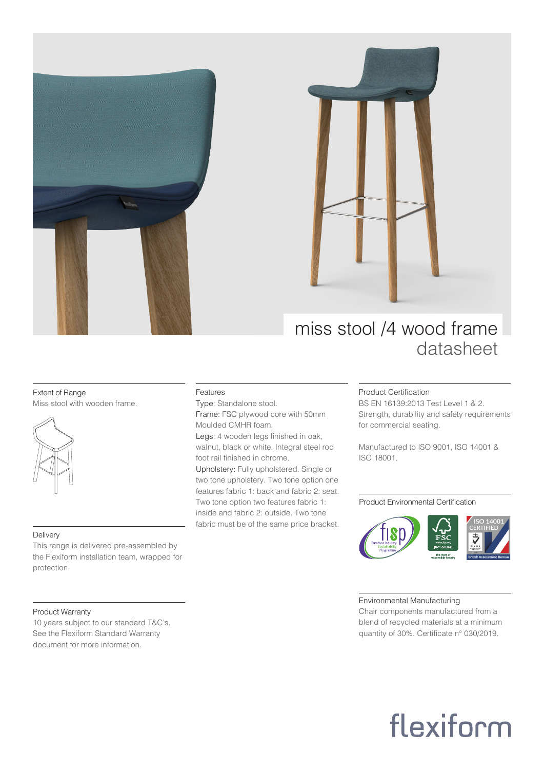# miss stool /4 wood frame
## datasheet

### Extent of Range
Miss stool with wooden frame.

### Delivery
This range is delivered pre-assembled by the Flexiform installation team, wrapped for protection.

### Product Warranty
10 years subject to our standard T&C's. See the Flexiform Standard Warranty document for more information.

### Features
Type: Standalone stool.
Frame: FSC plywood core with 50mm Moulded CMHR foam.
Legs: 4 wooden legs finished in oak, walnut, black or white. Integral steel rod foot rail finished in chrome.
Upholstery: Fully upholstered. Single or two tone upholstery. Two tone option one features fabric 1: back and fabric 2: seat. Two tone option two features fabric 1: inside and fabric 2: outside. Two tone fabric must be of the same price bracket.

### Product Certification
BS EN 16139:2013 Test Level 1 & 2. Strength, durability and safety requirements for commercial seating.

Manufactured to ISO 9001, ISO 14001 & ISO 18001.

### Product Environmental Certification

### Environmental Manufacturing
Chair components manufactured from a blend of recycled materials at a minimum quantity of 30%. Certificate n° 030/2019.

flexiform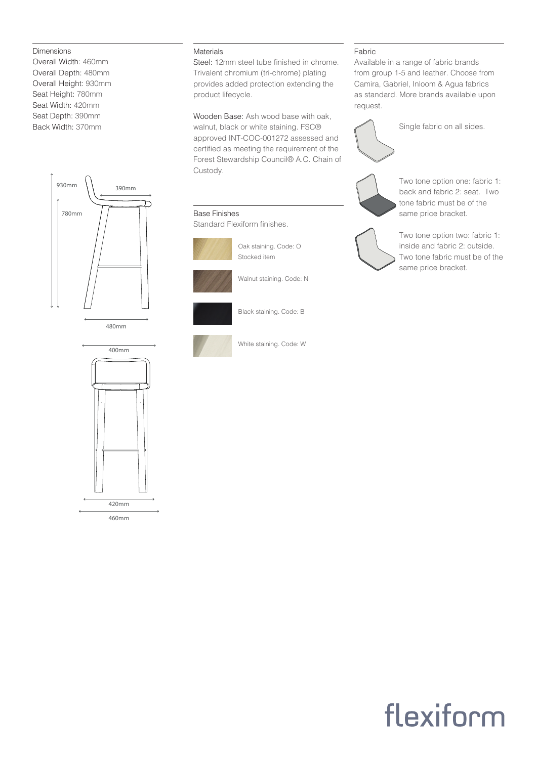## Dimensions

Overall Width: 460mm
Overall Depth: 480mm
Overall Height: 930mm
Seat Height: 780mm
Seat Width: 420mm
Seat Depth: 390mm
Back Width: 370mm

930mm
390mm
780mm
480mm
400mm
420mm
460mm

## Materials

Steel: 12mm steel tube finished in chrome. Trivalent chromium (tri-chrome) plating provides added protection extending the product lifecycle.

Wooden Base: Ash wood base with oak, walnut, black or white staining. FSC® approved INT-COC-001272 assessed and certified as meeting the requirement of the Forest Stewardship Council® A.C. Chain of Custody.

## Base Finishes

Standard Flexiform finishes.

Oak staining. Code: O
Stocked item

Walnut staining. Code: N

Black staining. Code: B

White staining. Code: W

## Fabric

Available in a range of fabric brands from group 1-5 and leather. Choose from Camira, Gabriel, Inloom & Agua fabrics as standard. More brands available upon request.

Single fabric on all sides.

Two tone option one: fabric 1: back and fabric 2: seat. Two tone fabric must be of the same price bracket.

Two tone option two: fabric 1: inside and fabric 2: outside. Two tone fabric must be of the same price bracket.

flexiform